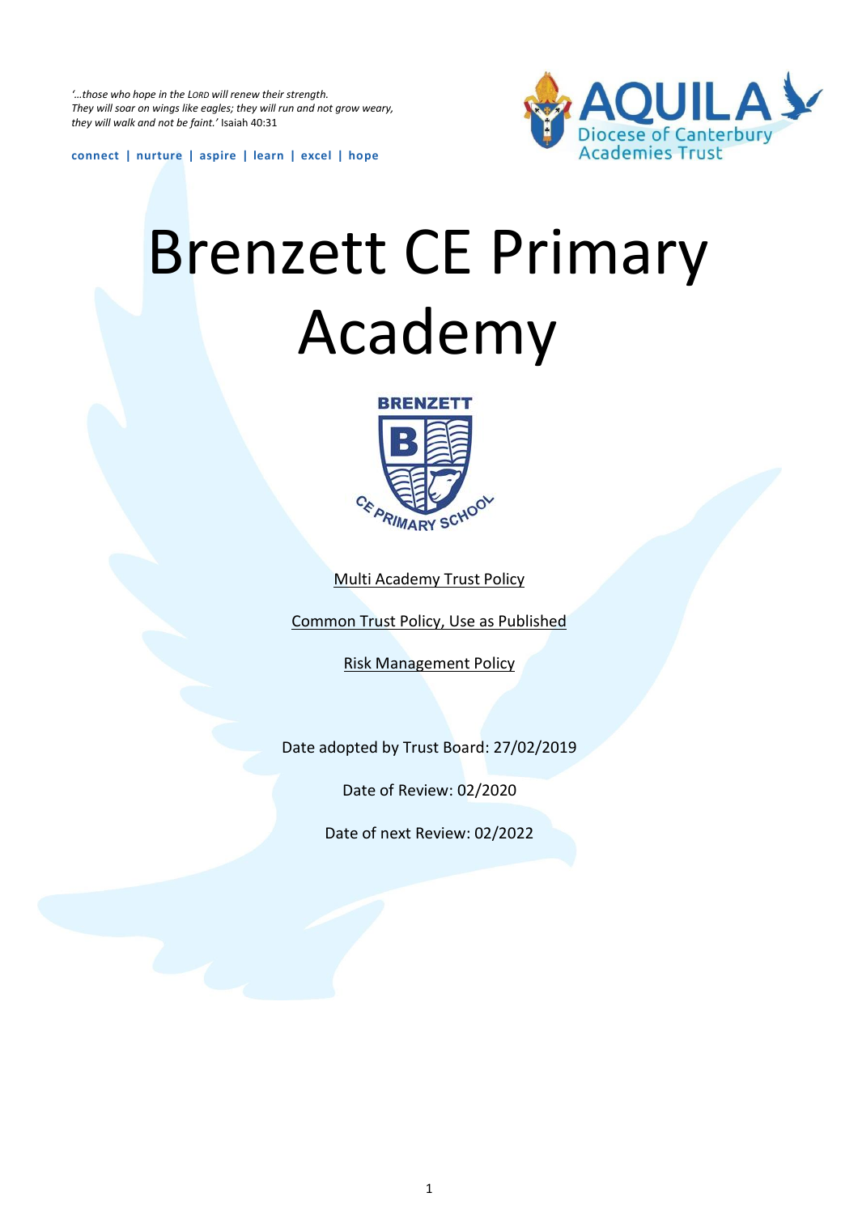*'…those who hope in the LORD will renew their strength. They will soar on wings like eagles; they will run and not grow weary, they will walk and not be faint.'* Isaiah 40:31

**connect | nurture | aspire | learn | excel | hope**

AQUILA
Diocese of Canterbury Academies Trust

# Brenzett CE Primary Academy

BRENZETT
CE PRIMARY SCHOOL

Multi Academy Trust Policy

Common Trust Policy, Use as Published

Risk Management Policy

Date adopted by Trust Board: 27/02/2019

Date of Review: 02/2020

Date of next Review: 02/2022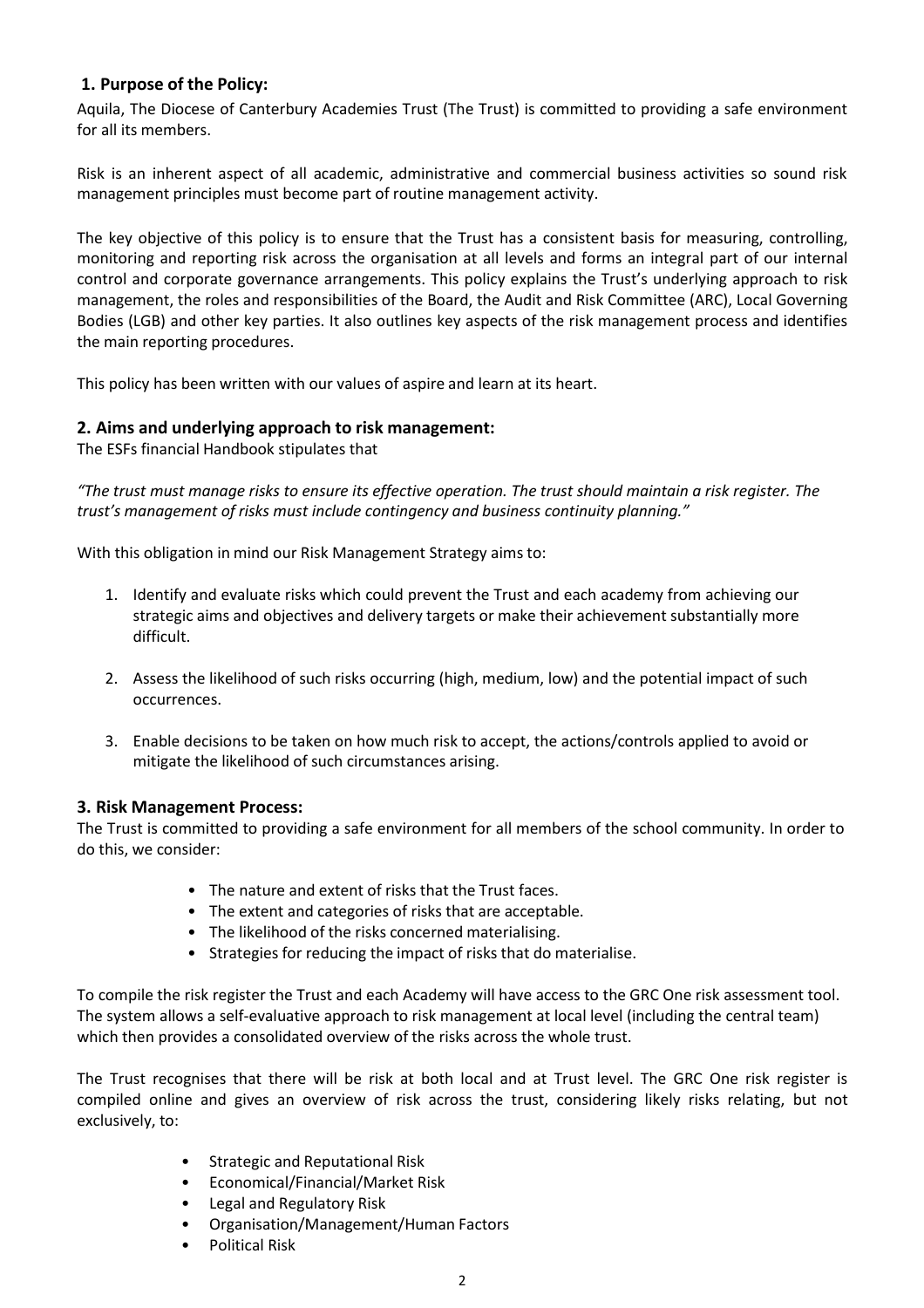## 1. Purpose of the Policy:

Aquila, The Diocese of Canterbury Academies Trust (The Trust) is committed to providing a safe environment for all its members.

Risk is an inherent aspect of all academic, administrative and commercial business activities so sound risk management principles must become part of routine management activity.

The key objective of this policy is to ensure that the Trust has a consistent basis for measuring, controlling, monitoring and reporting risk across the organisation at all levels and forms an integral part of our internal control and corporate governance arrangements. This policy explains the Trust's underlying approach to risk management, the roles and responsibilities of the Board, the Audit and Risk Committee (ARC), Local Governing Bodies (LGB) and other key parties. It also outlines key aspects of the risk management process and identifies the main reporting procedures.

This policy has been written with our values of aspire and learn at its heart.

## 2. Aims and underlying approach to risk management:

The ESFs financial Handbook stipulates that

*"The trust must manage risks to ensure its effective operation. The trust should maintain a risk register. The trust's management of risks must include contingency and business continuity planning."*

With this obligation in mind our Risk Management Strategy aims to:

1. Identify and evaluate risks which could prevent the Trust and each academy from achieving our strategic aims and objectives and delivery targets or make their achievement substantially more difficult.

2. Assess the likelihood of such risks occurring (high, medium, low) and the potential impact of such occurrences.

3. Enable decisions to be taken on how much risk to accept, the actions/controls applied to avoid or mitigate the likelihood of such circumstances arising.

## 3. Risk Management Process:

The Trust is committed to providing a safe environment for all members of the school community. In order to do this, we consider:

- The nature and extent of risks that the Trust faces.
- The extent and categories of risks that are acceptable.
- The likelihood of the risks concerned materialising.
- Strategies for reducing the impact of risks that do materialise.

To compile the risk register the Trust and each Academy will have access to the GRC One risk assessment tool. The system allows a self-evaluative approach to risk management at local level (including the central team) which then provides a consolidated overview of the risks across the whole trust.

The Trust recognises that there will be risk at both local and at Trust level. The GRC One risk register is compiled online and gives an overview of risk across the trust, considering likely risks relating, but not exclusively, to:

- Strategic and Reputational Risk
- Economical/Financial/Market Risk
- Legal and Regulatory Risk
- Organisation/Management/Human Factors
- Political Risk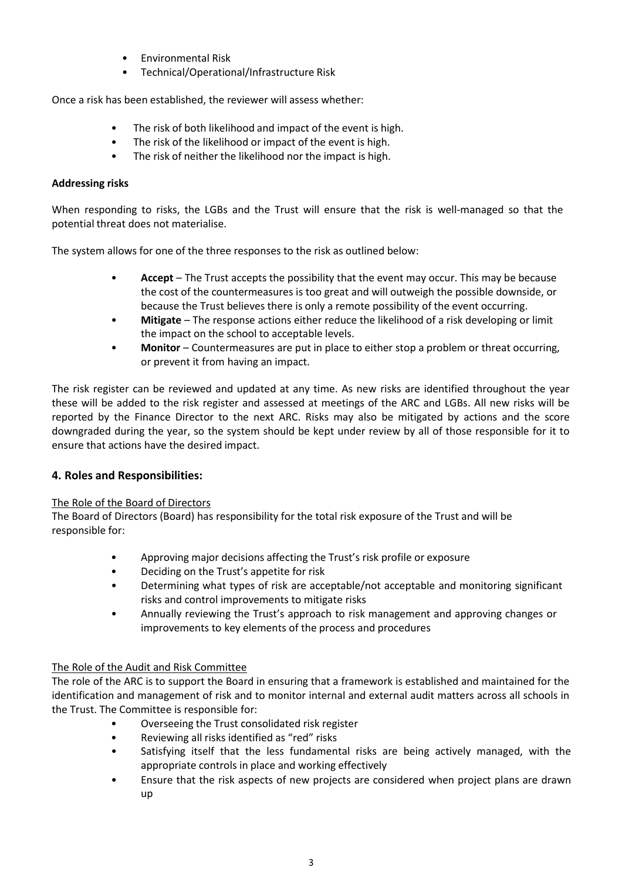- Environmental Risk
- Technical/Operational/Infrastructure Risk

Once a risk has been established, the reviewer will assess whether:

- The risk of both likelihood and impact of the event is high.
- The risk of the likelihood or impact of the event is high.
- The risk of neither the likelihood nor the impact is high.

**Addressing risks**

When responding to risks, the LGBs and the Trust will ensure that the risk is well-managed so that the potential threat does not materialise.

The system allows for one of the three responses to the risk as outlined below:

- **Accept** – The Trust accepts the possibility that the event may occur. This may be because the cost of the countermeasures is too great and will outweigh the possible downside, or because the Trust believes there is only a remote possibility of the event occurring.
- **Mitigate** – The response actions either reduce the likelihood of a risk developing or limit the impact on the school to acceptable levels.
- **Monitor** – Countermeasures are put in place to either stop a problem or threat occurring, or prevent it from having an impact.

The risk register can be reviewed and updated at any time. As new risks are identified throughout the year these will be added to the risk register and assessed at meetings of the ARC and LGBs. All new risks will be reported by the Finance Director to the next ARC. Risks may also be mitigated by actions and the score downgraded during the year, so the system should be kept under review by all of those responsible for it to ensure that actions have the desired impact.

## 4. Roles and Responsibilities:

The Role of the Board of Directors

The Board of Directors (Board) has responsibility for the total risk exposure of the Trust and will be responsible for:

- Approving major decisions affecting the Trust's risk profile or exposure
- Deciding on the Trust's appetite for risk
- Determining what types of risk are acceptable/not acceptable and monitoring significant risks and control improvements to mitigate risks
- Annually reviewing the Trust's approach to risk management and approving changes or improvements to key elements of the process and procedures

The Role of the Audit and Risk Committee

The role of the ARC is to support the Board in ensuring that a framework is established and maintained for the identification and management of risk and to monitor internal and external audit matters across all schools in the Trust. The Committee is responsible for:

- Overseeing the Trust consolidated risk register
- Reviewing all risks identified as "red" risks
- Satisfying itself that the less fundamental risks are being actively managed, with the appropriate controls in place and working effectively
- Ensure that the risk aspects of new projects are considered when project plans are drawn up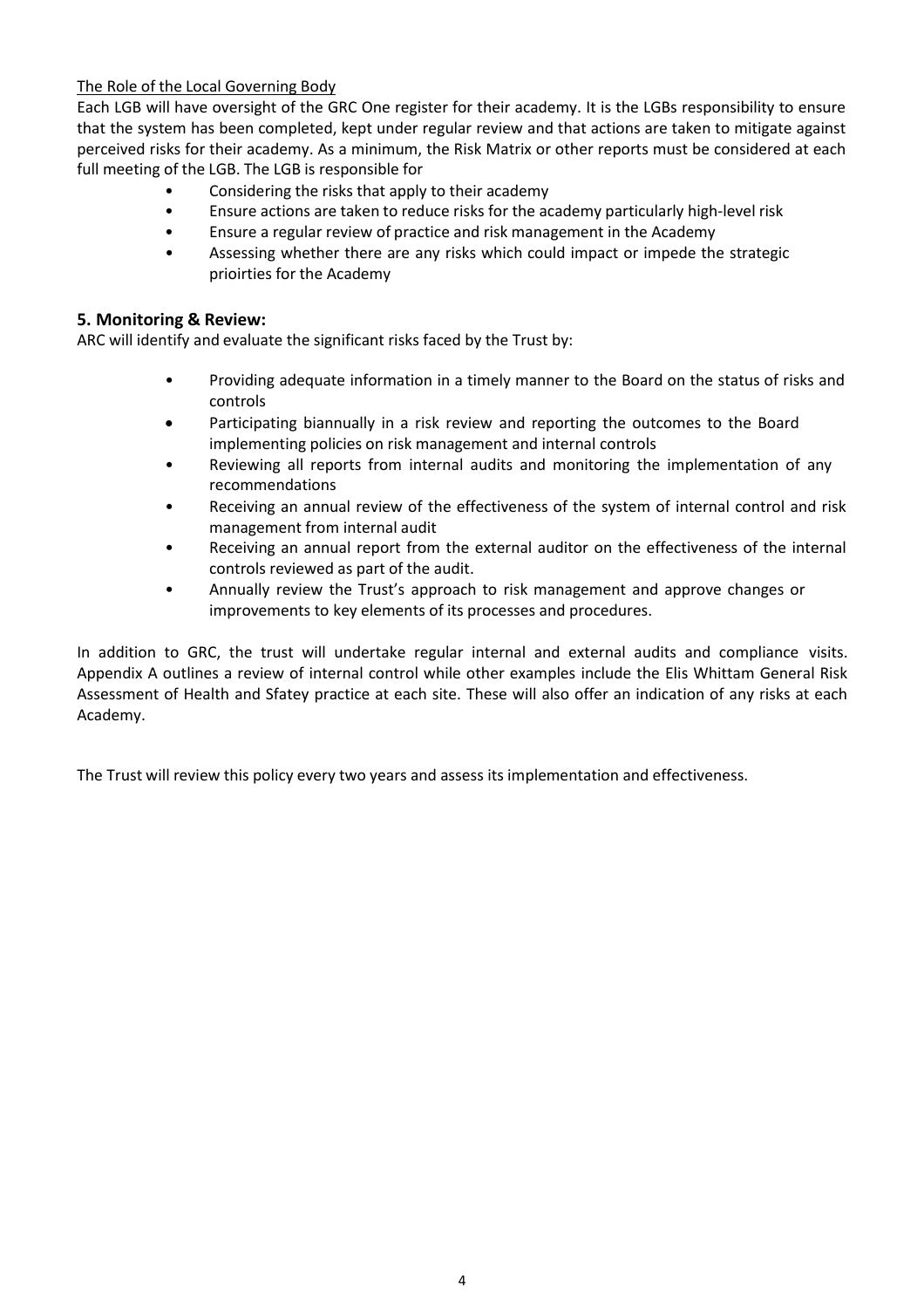<u>The Role of the Local Governing Body</u>

Each LGB will have oversight of the GRC One register for their academy. It is the LGBs responsibility to ensure that the system has been completed, kept under regular review and that actions are taken to mitigate against perceived risks for their academy. As a minimum, the Risk Matrix or other reports must be considered at each full meeting of the LGB. The LGB is responsible for

- Considering the risks that apply to their academy
- Ensure actions are taken to reduce risks for the academy particularly high-level risk
- Ensure a regular review of practice and risk management in the Academy
- Assessing whether there are any risks which could impact or impede the strategic prioirties for the Academy

## 5. Monitoring & Review:

ARC will identify and evaluate the significant risks faced by the Trust by:

- Providing adequate information in a timely manner to the Board on the status of risks and controls
- Participating biannually in a risk review and reporting the outcomes to the Board implementing policies on risk management and internal controls
- Reviewing all reports from internal audits and monitoring the implementation of any recommendations
- Receiving an annual review of the effectiveness of the system of internal control and risk management from internal audit
- Receiving an annual report from the external auditor on the effectiveness of the internal controls reviewed as part of the audit.
- Annually review the Trust's approach to risk management and approve changes or improvements to key elements of its processes and procedures.

In addition to GRC, the trust will undertake regular internal and external audits and compliance visits. Appendix A outlines a review of internal control while other examples include the Elis Whittam General Risk Assessment of Health and Sfatey practice at each site. These will also offer an indication of any risks at each Academy.

The Trust will review this policy every two years and assess its implementation and effectiveness.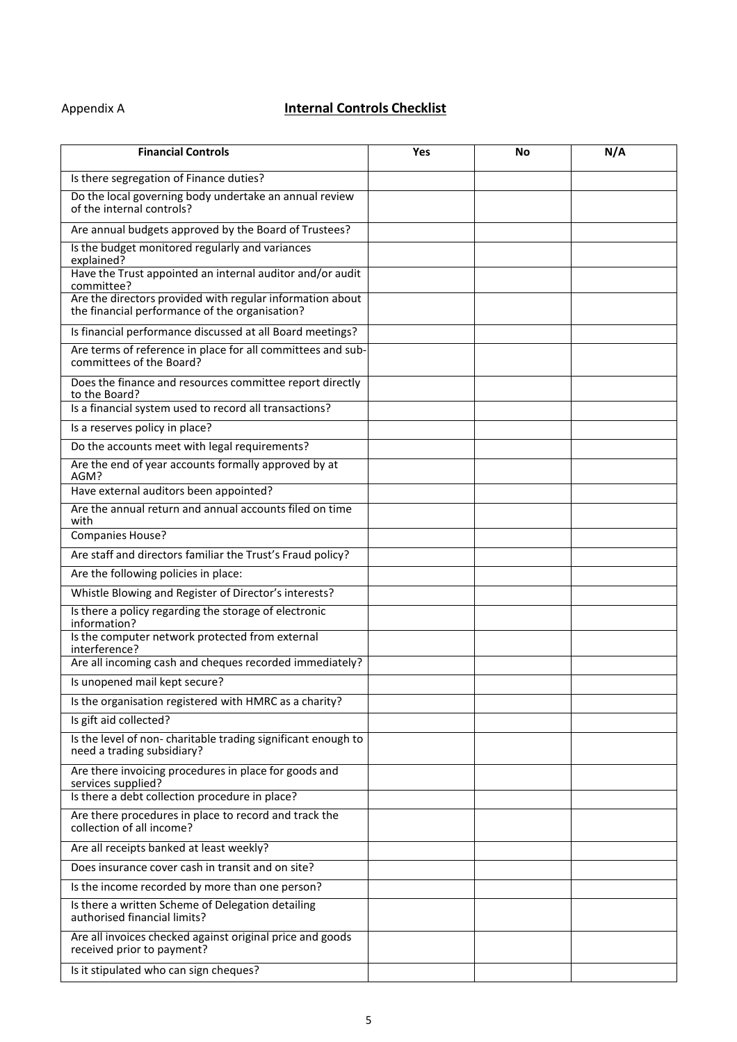Appendix A

## **Internal Controls Checklist**

| **Financial Controls** | **Yes** | **No** | **N/A** |
|---|---|---|---|
| Is there segregation of Finance duties? | | | |
| Do the local governing body undertake an annual review of the internal controls? | | | |
| Are annual budgets approved by the Board of Trustees? | | | |
| Is the budget monitored regularly and variances explained? | | | |
| Have the Trust appointed an internal auditor and/or audit committee? | | | |
| Are the directors provided with regular information about the financial performance of the organisation? | | | |
| Is financial performance discussed at all Board meetings? | | | |
| Are terms of reference in place for all committees and sub-committees of the Board? | | | |
| Does the finance and resources committee report directly to the Board? | | | |
| Is a financial system used to record all transactions? | | | |
| Is a reserves policy in place? | | | |
| Do the accounts meet with legal requirements? | | | |
| Are the end of year accounts formally approved by at AGM? | | | |
| Have external auditors been appointed? | | | |
| Are the annual return and annual accounts filed on time with | | | |
| Companies House? | | | |
| Are staff and directors familiar the Trust's Fraud policy? | | | |
| Are the following policies in place: | | | |
| Whistle Blowing and Register of Director's interests? | | | |
| Is there a policy regarding the storage of electronic information? | | | |
| Is the computer network protected from external interference? | | | |
| Are all incoming cash and cheques recorded immediately? | | | |
| Is unopened mail kept secure? | | | |
| Is the organisation registered with HMRC as a charity? | | | |
| Is gift aid collected? | | | |
| Is the level of non- charitable trading significant enough to need a trading subsidiary? | | | |
| Are there invoicing procedures in place for goods and services supplied? | | | |
| Is there a debt collection procedure in place? | | | |
| Are there procedures in place to record and track the collection of all income? | | | |
| Are all receipts banked at least weekly? | | | |
| Does insurance cover cash in transit and on site? | | | |
| Is the income recorded by more than one person? | | | |
| Is there a written Scheme of Delegation detailing authorised financial limits? | | | |
| Are all invoices checked against original price and goods received prior to payment? | | | |
| Is it stipulated who can sign cheques? | | | |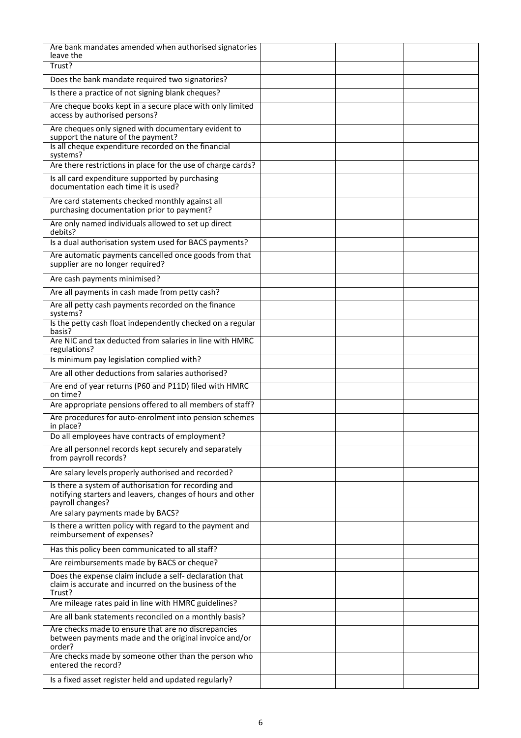| Are bank mandates amended when authorised signatories leave the | | | |
|---|---|---|---|
| Trust? | | | |
| Does the bank mandate required two signatories? | | | |
| Is there a practice of not signing blank cheques? | | | |
| Are cheque books kept in a secure place with only limited access by authorised persons? | | | |
| Are cheques only signed with documentary evident to support the nature of the payment? | | | |
| Is all cheque expenditure recorded on the financial systems? | | | |
| Are there restrictions in place for the use of charge cards? | | | |
| Is all card expenditure supported by purchasing documentation each time it is used? | | | |
| Are card statements checked monthly against all purchasing documentation prior to payment? | | | |
| Are only named individuals allowed to set up direct debits? | | | |
| Is a dual authorisation system used for BACS payments? | | | |
| Are automatic payments cancelled once goods from that supplier are no longer required? | | | |
| Are cash payments minimised? | | | |
| Are all payments in cash made from petty cash? | | | |
| Are all petty cash payments recorded on the finance systems? | | | |
| Is the petty cash float independently checked on a regular basis? | | | |
| Are NIC and tax deducted from salaries in line with HMRC regulations? | | | |
| Is minimum pay legislation complied with? | | | |
| Are all other deductions from salaries authorised? | | | |
| Are end of year returns (P60 and P11D) filed with HMRC on time? | | | |
| Are appropriate pensions offered to all members of staff? | | | |
| Are procedures for auto-enrolment into pension schemes in place? | | | |
| Do all employees have contracts of employment? | | | |
| Are all personnel records kept securely and separately from payroll records? | | | |
| Are salary levels properly authorised and recorded? | | | |
| Is there a system of authorisation for recording and notifying starters and leavers, changes of hours and other payroll changes? | | | |
| Are salary payments made by BACS? | | | |
| Is there a written policy with regard to the payment and reimbursement of expenses? | | | |
| Has this policy been communicated to all staff? | | | |
| Are reimbursements made by BACS or cheque? | | | |
| Does the expense claim include a self- declaration that claim is accurate and incurred on the business of the Trust? | | | |
| Are mileage rates paid in line with HMRC guidelines? | | | |
| Are all bank statements reconciled on a monthly basis? | | | |
| Are checks made to ensure that are no discrepancies between payments made and the original invoice and/or order? | | | |
| Are checks made by someone other than the person who entered the record? | | | |
| Is a fixed asset register held and updated regularly? | | | |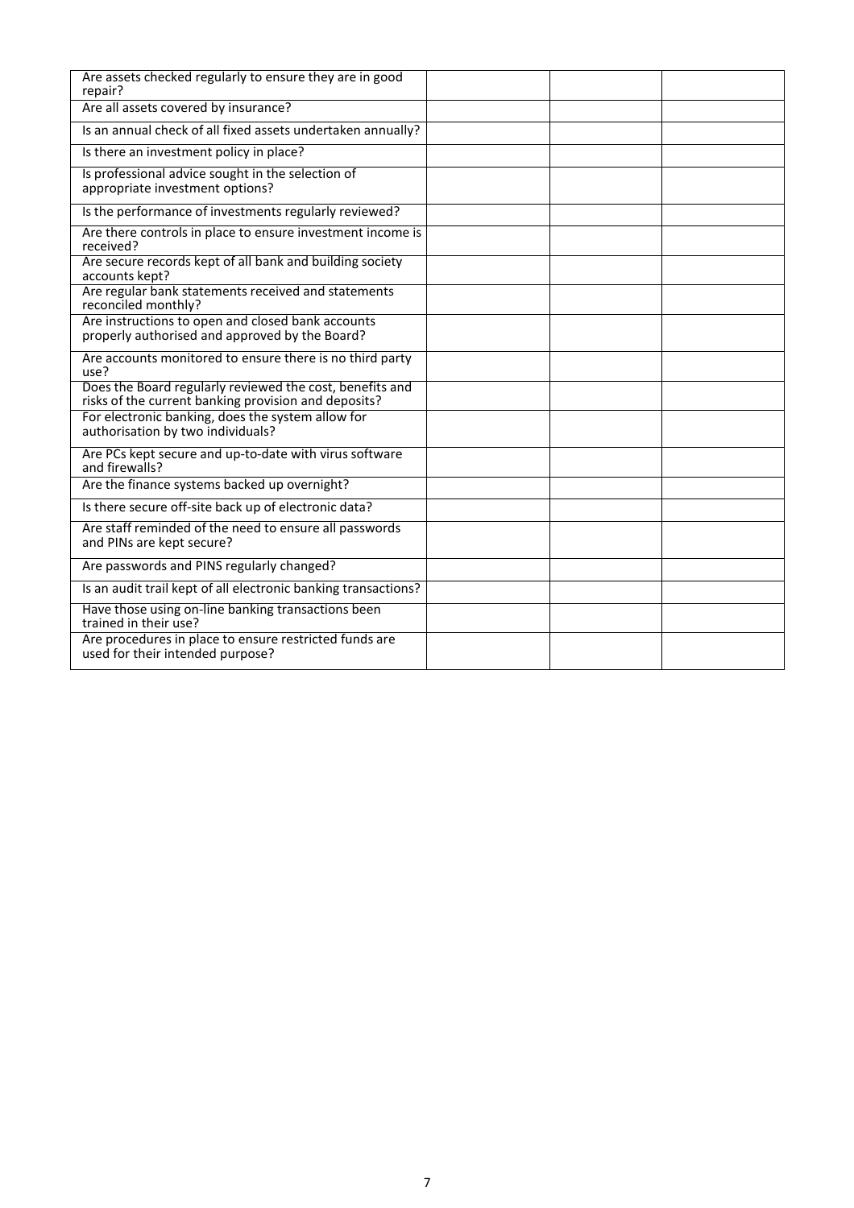| | | | |
|---|---|---|---|
| Are assets checked regularly to ensure they are in good repair? | | | |
| Are all assets covered by insurance? | | | |
| Is an annual check of all fixed assets undertaken annually? | | | |
| Is there an investment policy in place? | | | |
| Is professional advice sought in the selection of appropriate investment options? | | | |
| Is the performance of investments regularly reviewed? | | | |
| Are there controls in place to ensure investment income is received? | | | |
| Are secure records kept of all bank and building society accounts kept? | | | |
| Are regular bank statements received and statements reconciled monthly? | | | |
| Are instructions to open and closed bank accounts properly authorised and approved by the Board? | | | |
| Are accounts monitored to ensure there is no third party use? | | | |
| Does the Board regularly reviewed the cost, benefits and risks of the current banking provision and deposits? | | | |
| For electronic banking, does the system allow for authorisation by two individuals? | | | |
| Are PCs kept secure and up-to-date with virus software and firewalls? | | | |
| Are the finance systems backed up overnight? | | | |
| Is there secure off-site back up of electronic data? | | | |
| Are staff reminded of the need to ensure all passwords and PINs are kept secure? | | | |
| Are passwords and PINS regularly changed? | | | |
| Is an audit trail kept of all electronic banking transactions? | | | |
| Have those using on-line banking transactions been trained in their use? | | | |
| Are procedures in place to ensure restricted funds are used for their intended purpose? | | | |